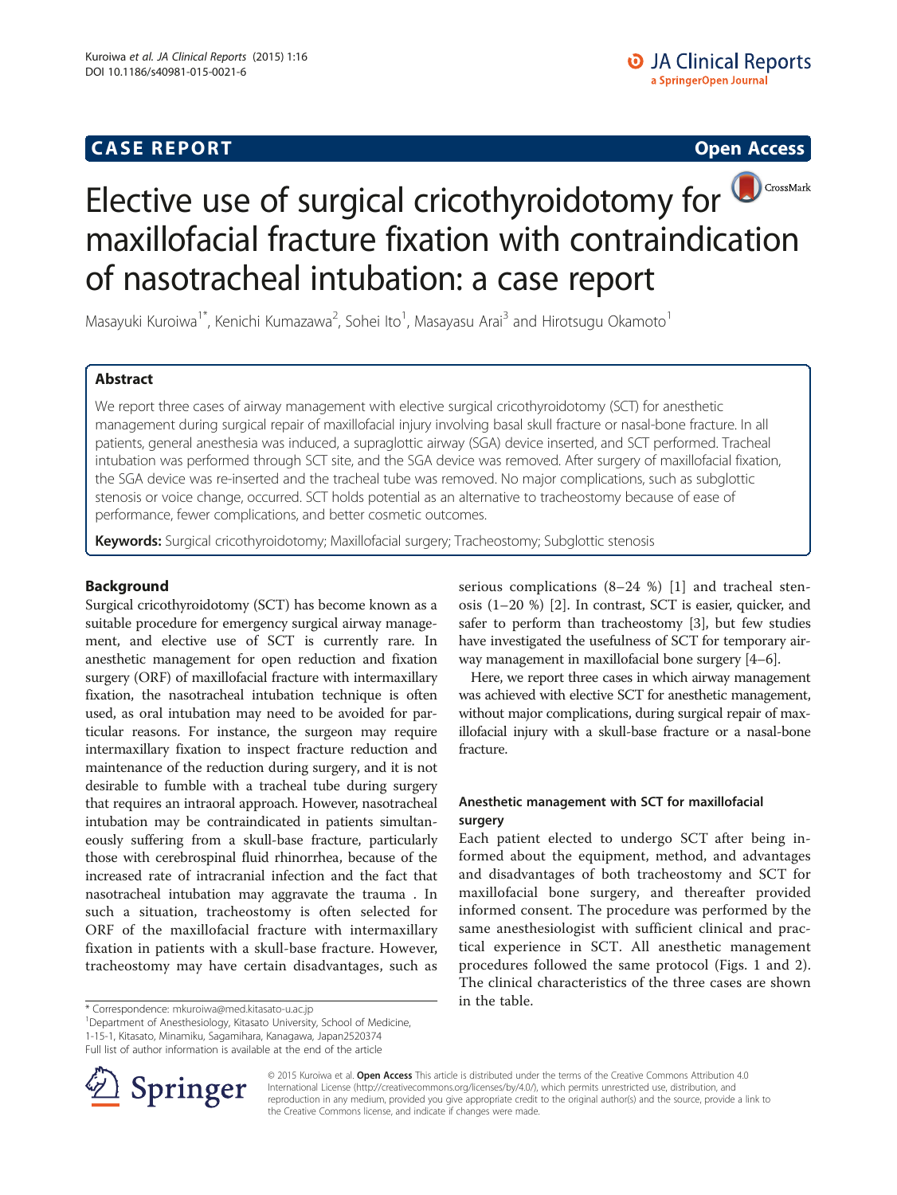CASE REPORT

Open Access

# Elective use of surgical cricothyroidotomy for maxillofacial fracture fixation with contraindication of nasotracheal intubation: a case report

Masayuki Kuroiwa[1*], Kenichi Kumazawa[2], Sohei Ito[1], Masayasu Arai[3] and Hirotsugu Okamoto[1]

## Abstract

We report three cases of airway management with elective surgical cricothyroidotomy (SCT) for anesthetic management during surgical repair of maxillofacial injury involving basal skull fracture or nasal-bone fracture. In all patients, general anesthesia was induced, a supraglottic airway (SGA) device inserted, and SCT performed. Tracheal intubation was performed through SCT site, and the SGA device was removed. After surgery of maxillofacial fixation, the SGA device was re-inserted and the tracheal tube was removed. No major complications, such as subglottic stenosis or voice change, occurred. SCT holds potential as an alternative to tracheostomy because of ease of performance, fewer complications, and better cosmetic outcomes.

**Keywords:** Surgical cricothyroidotomy; Maxillofacial surgery; Tracheostomy; Subglottic stenosis

## Background

Surgical cricothyroidotomy (SCT) has become known as a suitable procedure for emergency surgical airway management, and elective use of SCT is currently rare. In anesthetic management for open reduction and fixation surgery (ORF) of maxillofacial fracture with intermaxillary fixation, the nasotracheal intubation technique is often used, as oral intubation may need to be avoided for particular reasons. For instance, the surgeon may require intermaxillary fixation to inspect fracture reduction and maintenance of the reduction during surgery, and it is not desirable to fumble with a tracheal tube during surgery that requires an intraoral approach. However, nasotracheal intubation may be contraindicated in patients simultaneously suffering from a skull-base fracture, particularly those with cerebrospinal fluid rhinorrhea, because of the increased rate of intracranial infection and the fact that nasotracheal intubation may aggravate the trauma . In such a situation, tracheostomy is often selected for ORF of the maxillofacial fracture with intermaxillary fixation in patients with a skull-base fracture. However, tracheostomy may have certain disadvantages, such as serious complications (8–24 %) [1] and tracheal stenosis (1–20 %) [2]. In contrast, SCT is easier, quicker, and safer to perform than tracheostomy [3], but few studies have investigated the usefulness of SCT for temporary airway management in maxillofacial bone surgery [4–6].

Here, we report three cases in which airway management was achieved with elective SCT for anesthetic management, without major complications, during surgical repair of maxillofacial injury with a skull-base fracture or a nasal-bone fracture.

### Anesthetic management with SCT for maxillofacial surgery

Each patient elected to undergo SCT after being informed about the equipment, method, and advantages and disadvantages of both tracheostomy and SCT for maxillofacial bone surgery, and thereafter provided informed consent. The procedure was performed by the same anesthesiologist with sufficient clinical and practical experience in SCT. All anesthetic management procedures followed the same protocol (Figs. 1 and 2). The clinical characteristics of the three cases are shown in the table.

\* Correspondence: mkuroiwa@med.kitasato-u.ac.jp
[1]Department of Anesthesiology, Kitasato University, School of Medicine, 1-15-1, Kitasato, Minamiku, Sagamihara, Kanagawa, Japan2520374
Full list of author information is available at the end of the article

© 2015 Kuroiwa et al. **Open Access** This article is distributed under the terms of the Creative Commons Attribution 4.0 International License (http://creativecommons.org/licenses/by/4.0/), which permits unrestricted use, distribution, and reproduction in any medium, provided you give appropriate credit to the original author(s) and the source, provide a link to the Creative Commons license, and indicate if changes were made.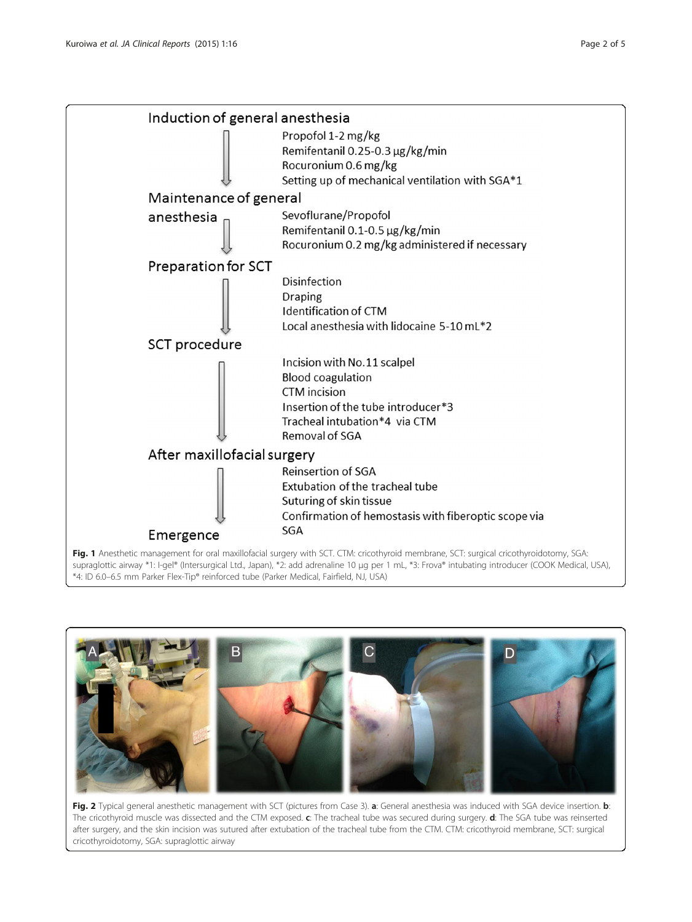Induction of general anesthesia

- Propofol 1-2 mg/kg
- Remifentanil 0.25-0.3 μg/kg/min
- Rocuronium 0.6 mg/kg
- Setting up of mechanical ventilation with SGA*1

Maintenance of general anesthesia

- Sevoflurane/Propofol
- Remifentanil 0.1-0.5 μg/kg/min
- Rocuronium 0.2 mg/kg administered if necessary

Preparation for SCT

- Disinfection
- Draping
- Identification of CTM
- Local anesthesia with lidocaine 5-10 mL*2

SCT procedure

- Incision with No.11 scalpel
- Blood coagulation
- CTM incision
- Insertion of the tube introducer*3
- Tracheal intubation*4 via CTM
- Removal of SGA

After maxillofacial surgery

- Reinsertion of SGA
- Extubation of the tracheal tube
- Suturing of skin tissue
- Confirmation of hemostasis with fiberoptic scope via SGA

Emergence

**Fig. 1** Anesthetic management for oral maxillofacial surgery with SCT. CTM: cricothyroid membrane, SCT: surgical cricothyroidotomy, SGA: supraglottic airway *1: I-gel® (Intersurgical Ltd., Japan), *2: add adrenaline 10 μg per 1 mL, *3: Frova® intubating introducer (COOK Medical, USA), *4: ID 6.0–6.5 mm Parker Flex-Tip® reinforced tube (Parker Medical, Fairfield, NJ, USA)

**Fig. 2** Typical general anesthetic management with SCT (pictures from Case 3). **a**: General anesthesia was induced with SGA device insertion. **b**: The cricothyroid muscle was dissected and the CTM exposed. **c**: The tracheal tube was secured during surgery. **d**: The SGA tube was reinserted after surgery, and the skin incision was sutured after extubation of the tracheal tube from the CTM. CTM: cricothyroid membrane, SCT: surgical cricothyroidotomy, SGA: supraglottic airway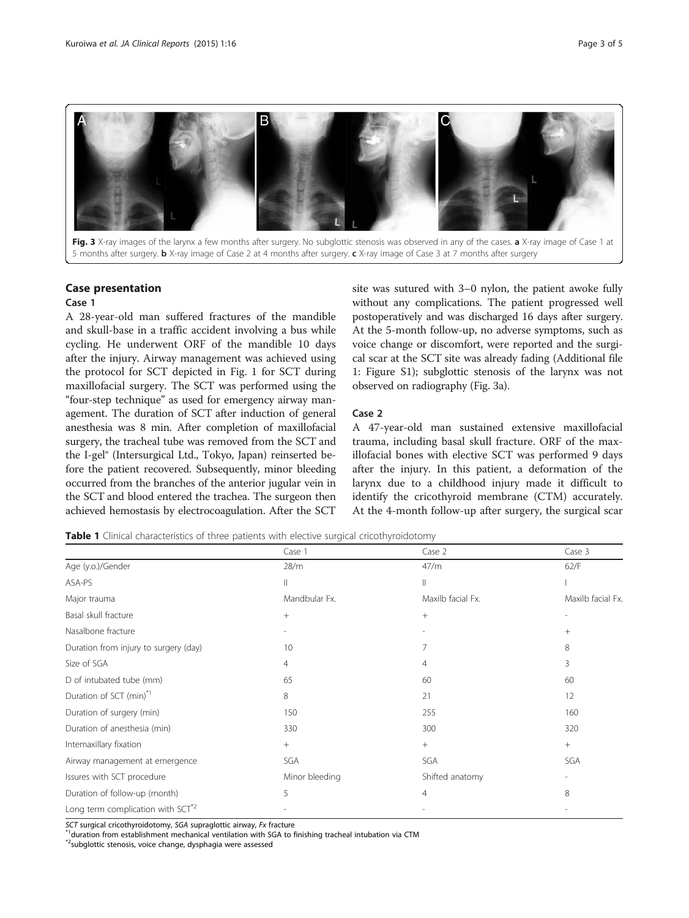Fig. 3 X-ray images of the larynx a few months after surgery. No subglottic stenosis was observed in any of the cases. **a** X-ray image of Case 1 at 5 months after surgery. **b** X-ray image of Case 2 at 4 months after surgery. **c** X-ray image of Case 3 at 7 months after surgery

## Case presentation

### Case 1

A 28-year-old man suffered fractures of the mandible and skull-base in a traffic accident involving a bus while cycling. He underwent ORF of the mandible 10 days after the injury. Airway management was achieved using the protocol for SCT depicted in Fig. 1 for SCT during maxillofacial surgery. The SCT was performed using the "four-step technique" as used for emergency airway management. The duration of SCT after induction of general anesthesia was 8 min. After completion of maxillofacial surgery, the tracheal tube was removed from the SCT and the I-gel® (Intersurgical Ltd., Tokyo, Japan) reinserted before the patient recovered. Subsequently, minor bleeding occurred from the branches of the anterior jugular vein in the SCT and blood entered the trachea. The surgeon then achieved hemostasis by electrocoagulation. After the SCT site was sutured with 3–0 nylon, the patient awoke fully without any complications. The patient progressed well postoperatively and was discharged 16 days after surgery. At the 5-month follow-up, no adverse symptoms, such as voice change or discomfort, were reported and the surgical scar at the SCT site was already fading (Additional file 1: Figure S1); subglottic stenosis of the larynx was not observed on radiography (Fig. 3a).

### Case 2

A 47-year-old man sustained extensive maxillofacial trauma, including basal skull fracture. ORF of the maxillofacial bones with elective SCT was performed 9 days after the injury. In this patient, a deformation of the larynx due to a childhood injury made it difficult to identify the cricothyroid membrane (CTM) accurately. At the 4-month follow-up after surgery, the surgical scar

**Table 1** Clinical characteristics of three patients with elective surgical cricothyroidotomy

| | Case 1 | Case 2 | Case 3 |
|---|---|---|---|
| Age (y.o.)/Gender | 28/m | 47/m | 62/F |
| ASA-PS | II | II | I |
| Major trauma | Mandbular Fx. | Maxilb facial Fx. | Maxilb facial Fx. |
| Basal skull fracture | + | + | - |
| Nasalbone fracture | - | - | + |
| Duration from injury to surgery (day) | 10 | 7 | 8 |
| Size of SGA | 4 | 4 | 3 |
| D of intubated tube (mm) | 65 | 60 | 60 |
| Duration of SCT (min)[*1] | 8 | 21 | 12 |
| Duration of surgery (min) | 150 | 255 | 160 |
| Duration of anesthesia (min) | 330 | 300 | 320 |
| Intemaxillary fixation | + | + | + |
| Airway management at emergence | SGA | SGA | SGA |
| Issures with SCT procedure | Minor bleeding | Shifted anatomy | - |
| Duration of follow-up (month) | 5 | 4 | 8 |
| Long term complication with SCT[*2] | - | - | - |

*SCT* surgical cricothyroidotomy, *SGA* supraglottic airway, *Fx* fracture

[*1]duration from establishment mechanical ventilation with SGA to finishing tracheal intubation via CTM

[*2]subglottic stenosis, voice change, dysphagia were assessed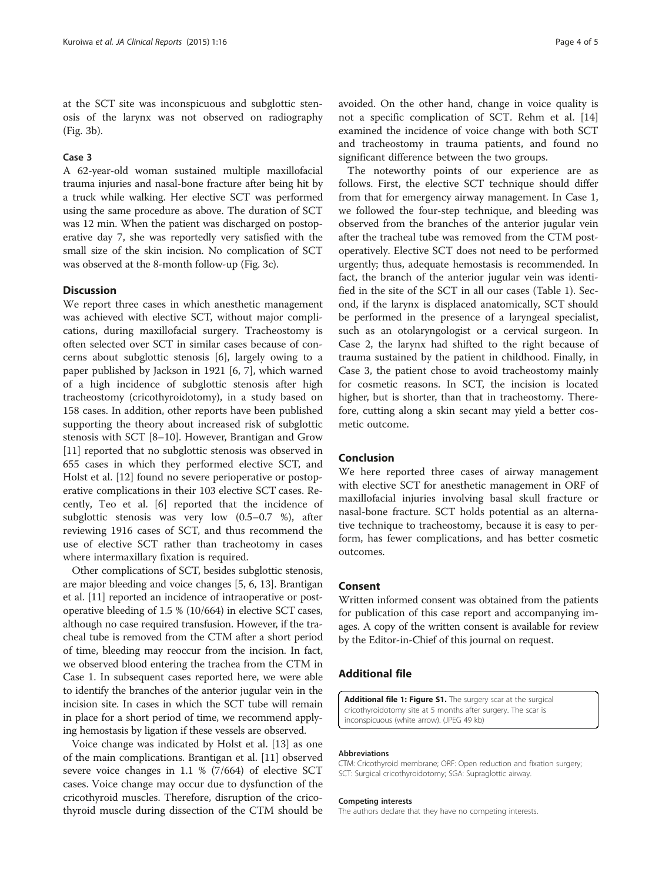at the SCT site was inconspicuous and subglottic stenosis of the larynx was not observed on radiography (Fig. 3b).

### Case 3

A 62-year-old woman sustained multiple maxillofacial trauma injuries and nasal-bone fracture after being hit by a truck while walking. Her elective SCT was performed using the same procedure as above. The duration of SCT was 12 min. When the patient was discharged on postoperative day 7, she was reportedly very satisfied with the small size of the skin incision. No complication of SCT was observed at the 8-month follow-up (Fig. 3c).

## Discussion

We report three cases in which anesthetic management was achieved with elective SCT, without major complications, during maxillofacial surgery. Tracheostomy is often selected over SCT in similar cases because of concerns about subglottic stenosis [6], largely owing to a paper published by Jackson in 1921 [6, 7], which warned of a high incidence of subglottic stenosis after high tracheostomy (cricothyroidotomy), in a study based on 158 cases. In addition, other reports have been published supporting the theory about increased risk of subglottic stenosis with SCT [8–10]. However, Brantigan and Grow [11] reported that no subglottic stenosis was observed in 655 cases in which they performed elective SCT, and Holst et al. [12] found no severe perioperative or postoperative complications in their 103 elective SCT cases. Recently, Teo et al. [6] reported that the incidence of subglottic stenosis was very low (0.5–0.7 %), after reviewing 1916 cases of SCT, and thus recommend the use of elective SCT rather than tracheotomy in cases where intermaxillary fixation is required.

Other complications of SCT, besides subglottic stenosis, are major bleeding and voice changes [5, 6, 13]. Brantigan et al. [11] reported an incidence of intraoperative or postoperative bleeding of 1.5 % (10/664) in elective SCT cases, although no case required transfusion. However, if the tracheal tube is removed from the CTM after a short period of time, bleeding may reoccur from the incision. In fact, we observed blood entering the trachea from the CTM in Case 1. In subsequent cases reported here, we were able to identify the branches of the anterior jugular vein in the incision site. In cases in which the SCT tube will remain in place for a short period of time, we recommend applying hemostasis by ligation if these vessels are observed.

Voice change was indicated by Holst et al. [13] as one of the main complications. Brantigan et al. [11] observed severe voice changes in 1.1 % (7/664) of elective SCT cases. Voice change may occur due to dysfunction of the cricothyroid muscles. Therefore, disruption of the cricothyroid muscle during dissection of the CTM should be avoided. On the other hand, change in voice quality is not a specific complication of SCT. Rehm et al. [14] examined the incidence of voice change with both SCT and tracheostomy in trauma patients, and found no significant difference between the two groups.

The noteworthy points of our experience are as follows. First, the elective SCT technique should differ from that for emergency airway management. In Case 1, we followed the four-step technique, and bleeding was observed from the branches of the anterior jugular vein after the tracheal tube was removed from the CTM postoperatively. Elective SCT does not need to be performed urgently; thus, adequate hemostasis is recommended. In fact, the branch of the anterior jugular vein was identified in the site of the SCT in all our cases (Table 1). Second, if the larynx is displaced anatomically, SCT should be performed in the presence of a laryngeal specialist, such as an otolaryngologist or a cervical surgeon. In Case 2, the larynx had shifted to the right because of trauma sustained by the patient in childhood. Finally, in Case 3, the patient chose to avoid tracheostomy mainly for cosmetic reasons. In SCT, the incision is located higher, but is shorter, than that in tracheostomy. Therefore, cutting along a skin secant may yield a better cosmetic outcome.

## Conclusion

We here reported three cases of airway management with elective SCT for anesthetic management in ORF of maxillofacial injuries involving basal skull fracture or nasal-bone fracture. SCT holds potential as an alternative technique to tracheostomy, because it is easy to perform, has fewer complications, and has better cosmetic outcomes.

## Consent

Written informed consent was obtained from the patients for publication of this case report and accompanying images. A copy of the written consent is available for review by the Editor-in-Chief of this journal on request.

## Additional file

**Additional file 1: Figure S1.** The surgery scar at the surgical cricothyroidotomy site at 5 months after surgery. The scar is inconspicuous (white arrow). (JPEG 49 kb)

#### Abbreviations

CTM: Cricothyroid membrane; ORF: Open reduction and fixation surgery; SCT: Surgical cricothyroidotomy; SGA: Supraglottic airway.

#### Competing interests

The authors declare that they have no competing interests.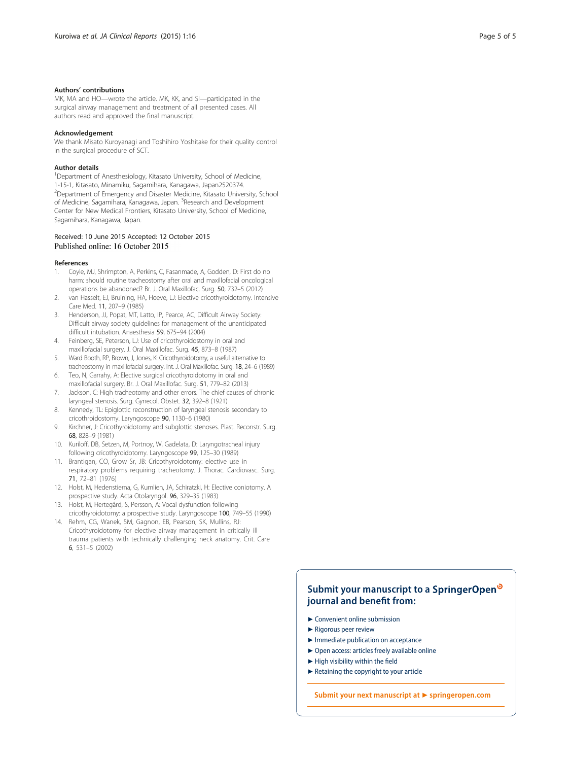### Authors' contributions

MK, MA and HO—wrote the article. MK, KK, and SI—participated in the surgical airway management and treatment of all presented cases. All authors read and approved the final manuscript.

### Acknowledgement

We thank Misato Kuroyanagi and Toshihiro Yoshitake for their quality control in the surgical procedure of SCT.

### Author details

[1]Department of Anesthesiology, Kitasato University, School of Medicine, 1-15-1, Kitasato, Minamiku, Sagamihara, Kanagawa, Japan2520374. [2]Department of Emergency and Disaster Medicine, Kitasato University, School of Medicine, Sagamihara, Kanagawa, Japan. [3]Research and Development Center for New Medical Frontiers, Kitasato University, School of Medicine, Sagamihara, Kanagawa, Japan.

Received: 10 June 2015 Accepted: 12 October 2015
Published online: 16 October 2015

### References

1. Coyle, MJ, Shrimpton, A, Perkins, C, Fasanmade, A, Godden, D: First do no harm: should routine tracheostomy after oral and maxillofacial oncological operations be abandoned? Br. J. Oral Maxillofac. Surg. **50**, 732–5 (2012)
2. van Hasselt, EJ, Bruining, HA, Hoeve, LJ: Elective cricothyroidotomy. Intensive Care Med. **11**, 207–9 (1985)
3. Henderson, JJ, Popat, MT, Latto, IP, Pearce, AC, Difficult Airway Society: Difficult airway society guidelines for management of the unanticipated difficult intubation. Anaesthesia **59**, 675–94 (2004)
4. Feinberg, SE, Peterson, LJ: Use of cricothyroidostomy in oral and maxillofacial surgery. J. Oral Maxillofac. Surg. **45**, 873–8 (1987)
5. Ward Booth, RP, Brown, J, Jones, K: Cricothyroidotomy, a useful alternative to tracheostomy in maxillofacial surgery. Int. J. Oral Maxillofac. Surg. **18**, 24–6 (1989)
6. Teo, N, Garrahy, A: Elective surgical cricothyroidotomy in oral and maxillofacial surgery. Br. J. Oral Maxillofac. Surg. **51**, 779–82 (2013)
7. Jackson, C: High tracheotomy and other errors. The chief causes of chronic laryngeal stenosis. Surg. Gynecol. Obstet. **32**, 392–8 (1921)
8. Kennedy, TL: Epiglottic reconstruction of laryngeal stenosis secondary to cricothroidostomy. Laryngoscope **90**, 1130–6 (1980)
9. Kirchner, J: Cricothyroidotomy and subglottic stenoses. Plast. Reconstr. Surg. **68**, 828–9 (1981)
10. Kuriloff, DB, Setzen, M, Portnoy, W, Gadelata, D: Laryngotracheal injury following cricothyroidotomy. Laryngoscope **99**, 125–30 (1989)
11. Brantigan, CO, Grow Sr, JB: Cricothyroidotomy: elective use in respiratory problems requiring tracheotomy. J. Thorac. Cardiovasc. Surg. **71**, 72–81 (1976)
12. Holst, M, Hedenstierna, G, Kumlien, JA, Schiratzki, H: Elective coniotomy. A prospective study. Acta Otolaryngol. **96**, 329–35 (1983)
13. Holst, M, Hertegård, S, Persson, A: Vocal dysfunction following cricothyroidotomy: a prospective study. Laryngoscope **100**, 749–55 (1990)
14. Rehm, CG, Wanek, SM, Gagnon, EB, Pearson, SK, Mullins, RJ: Cricothyroidotomy for elective airway management in critically ill trauma patients with technically challenging neck anatomy. Crit. Care **6**, 531–5 (2002)

**Submit your manuscript to a SpringerOpen journal and benefit from:**

- ► Convenient online submission
- ► Rigorous peer review
- ► Immediate publication on acceptance
- ► Open access: articles freely available online
- ► High visibility within the field
- ► Retaining the copyright to your article

**Submit your next manuscript at ► springeropen.com**